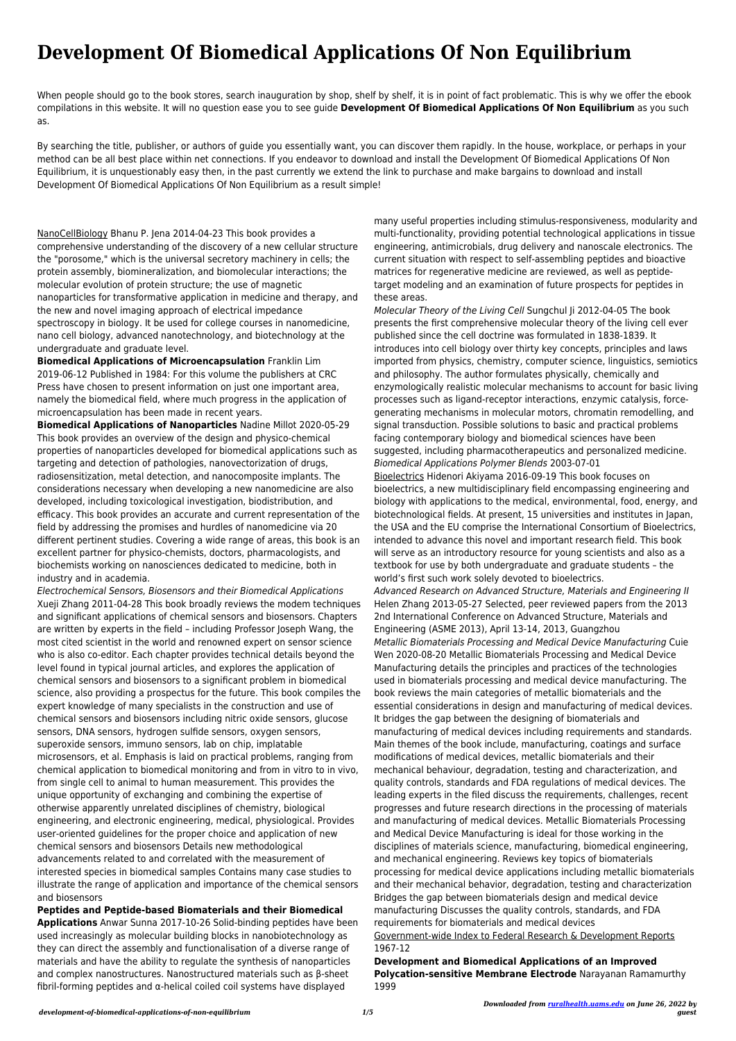# Development Of Biomedical Applications Of Non Equilibrium

When people should go to the book stores, search inauguration by shop, shelf by shelf, it is in point of fact problematic. This is why we offer the ebook compilations in this website. It will no question ease you to see guide **Development Of Biomedical Applications Of Non Equilibrium** as you such as.

By searching the title, publisher, or authors of guide you essentially want, you can discover them rapidly. In the house, workplace, or perhaps in your method can be all best place within net connections. If you endeavor to download and install the Development Of Biomedical Applications Of Non Equilibrium, it is unquestionably easy then, in the past currently we extend the link to purchase and make bargains to download and install Development Of Biomedical Applications Of Non Equilibrium as a result simple!

NanoCellBiology Bhanu P. Jena 2014-04-23 This book provides a comprehensive understanding of the discovery of a new cellular structure the "porosome," which is the universal secretory machinery in cells; the protein assembly, biomineralization, and biomolecular interactions; the molecular evolution of protein structure; the use of magnetic nanoparticles for transformative application in medicine and therapy, and the new and novel imaging approach of electrical impedance spectroscopy in biology. It be used for college courses in nanomedicine, nano cell biology, advanced nanotechnology, and biotechnology at the undergraduate and graduate level.

**Biomedical Applications of Microencapsulation** Franklin Lim 2019-06-12 Published in 1984: For this volume the publishers at CRC Press have chosen to present information on just one important area, namely the biomedical field, where much progress in the application of microencapsulation has been made in recent years.

**Biomedical Applications of Nanoparticles** Nadine Millot 2020-05-29 This book provides an overview of the design and physico-chemical properties of nanoparticles developed for biomedical applications such as targeting and detection of pathologies, nanovectorization of drugs, radiosensitization, metal detection, and nanocomposite implants. The considerations necessary when developing a new nanomedicine are also developed, including toxicological investigation, biodistribution, and efficacy. This book provides an accurate and current representation of the field by addressing the promises and hurdles of nanomedicine via 20 different pertinent studies. Covering a wide range of areas, this book is an excellent partner for physico-chemists, doctors, pharmacologists, and biochemists working on nanosciences dedicated to medicine, both in industry and in academia.

*Electrochemical Sensors, Biosensors and their Biomedical Applications* Xueji Zhang 2011-04-28 This book broadly reviews the modem techniques and significant applications of chemical sensors and biosensors. Chapters are written by experts in the field – including Professor Joseph Wang, the most cited scientist in the world and renowned expert on sensor science who is also co-editor. Each chapter provides technical details beyond the level found in typical journal articles, and explores the application of chemical sensors and biosensors to a significant problem in biomedical science, also providing a prospectus for the future. This book compiles the expert knowledge of many specialists in the construction and use of chemical sensors and biosensors including nitric oxide sensors, glucose sensors, DNA sensors, hydrogen sulfide sensors, oxygen sensors, superoxide sensors, immuno sensors, lab on chip, implatable microsensors, et al. Emphasis is laid on practical problems, ranging from chemical application to biomedical monitoring and from in vitro to in vivo, from single cell to animal to human measurement. This provides the unique opportunity of exchanging and combining the expertise of otherwise apparently unrelated disciplines of chemistry, biological engineering, and electronic engineering, medical, physiological. Provides user-oriented guidelines for the proper choice and application of new chemical sensors and biosensors Details new methodological advancements related to and correlated with the measurement of interested species in biomedical samples Contains many case studies to illustrate the range of application and importance of the chemical sensors and biosensors

**Peptides and Peptide-based Biomaterials and their Biomedical Applications** Anwar Sunna 2017-10-26 Solid-binding peptides have been used increasingly as molecular building blocks in nanobiotechnology as they can direct the assembly and functionalisation of a diverse range of materials and have the ability to regulate the synthesis of nanoparticles and complex nanostructures. Nanostructured materials such as β-sheet fibril-forming peptides and α-helical coiled coil systems have displayed many useful properties including stimulus-responsiveness, modularity and multi-functionality, providing potential technological applications in tissue engineering, antimicrobials, drug delivery and nanoscale electronics. The current situation with respect to self-assembling peptides and bioactive matrices for regenerative medicine are reviewed, as well as peptide-target modeling and an examination of future prospects for peptides in these areas.

*Molecular Theory of the Living Cell* Sungchul Ji 2012-04-05 The book presents the first comprehensive molecular theory of the living cell ever published since the cell doctrine was formulated in 1838-1839. It introduces into cell biology over thirty key concepts, principles and laws imported from physics, chemistry, computer science, linguistics, semiotics and philosophy. The author formulates physically, chemically and enzymologically realistic molecular mechanisms to account for basic living processes such as ligand-receptor interactions, enzymic catalysis, force-generating mechanisms in molecular motors, chromatin remodelling, and signal transduction. Possible solutions to basic and practical problems facing contemporary biology and biomedical sciences have been suggested, including pharmacotherapeutics and personalized medicine.

*Biomedical Applications Polymer Blends* 2003-07-01

Bioelectrics Hidenori Akiyama 2016-09-19 This book focuses on bioelectrics, a new multidisciplinary field encompassing engineering and biology with applications to the medical, environmental, food, energy, and biotechnological fields. At present, 15 universities and institutes in Japan, the USA and the EU comprise the International Consortium of Bioelectrics, intended to advance this novel and important research field. This book will serve as an introductory resource for young scientists and also as a textbook for use by both undergraduate and graduate students – the world's first such work solely devoted to bioelectrics.

*Advanced Research on Advanced Structure, Materials and Engineering II* Helen Zhang 2013-05-27 Selected, peer reviewed papers from the 2013 2nd International Conference on Advanced Structure, Materials and Engineering (ASME 2013), April 13-14, 2013, Guangzhou

*Metallic Biomaterials Processing and Medical Device Manufacturing* Cuie Wen 2020-08-20 Metallic Biomaterials Processing and Medical Device Manufacturing details the principles and practices of the technologies used in biomaterials processing and medical device manufacturing. The book reviews the main categories of metallic biomaterials and the essential considerations in design and manufacturing of medical devices. It bridges the gap between the designing of biomaterials and manufacturing of medical devices including requirements and standards. Main themes of the book include, manufacturing, coatings and surface modifications of medical devices, metallic biomaterials and their mechanical behaviour, degradation, testing and characterization, and quality controls, standards and FDA regulations of medical devices. The leading experts in the filed discuss the requirements, challenges, recent progresses and future research directions in the processing of materials and manufacturing of medical devices. Metallic Biomaterials Processing and Medical Device Manufacturing is ideal for those working in the disciplines of materials science, manufacturing, biomedical engineering, and mechanical engineering. Reviews key topics of biomaterials processing for medical device applications including metallic biomaterials and their mechanical behavior, degradation, testing and characterization Bridges the gap between biomaterials design and medical device manufacturing Discusses the quality controls, standards, and FDA requirements for biomaterials and medical devices

Government-wide Index to Federal Research & Development Reports 1967-12

**Development and Biomedical Applications of an Improved Polycation-sensitive Membrane Electrode** Narayanan Ramamurthy 1999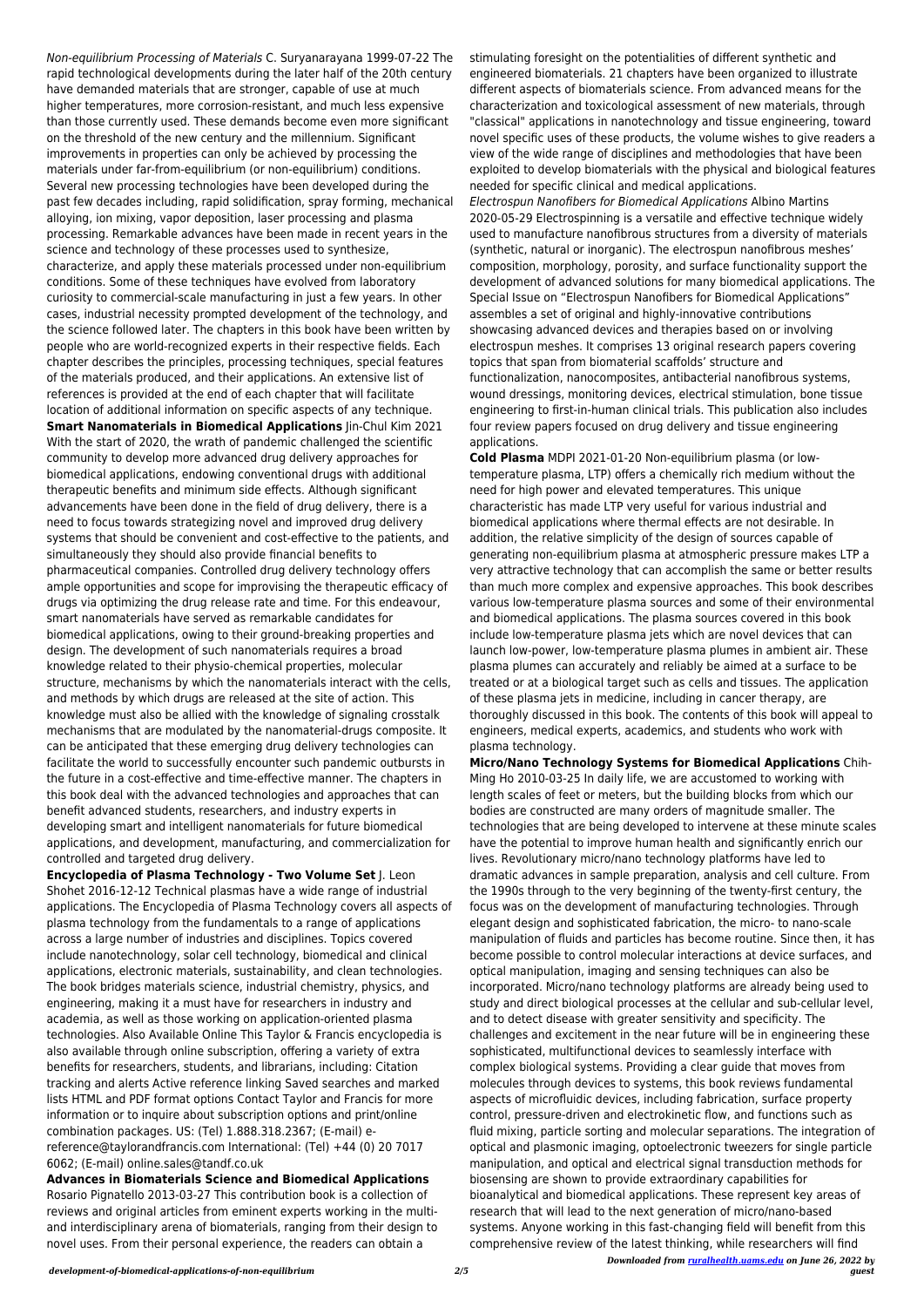*Non-equilibrium Processing of Materials* C. Suryanarayana 1999-07-22 The rapid technological developments during the later half of the 20th century have demanded materials that are stronger, capable of use at much higher temperatures, more corrosion-resistant, and much less expensive than those currently used. These demands become even more significant on the threshold of the new century and the millennium. Significant improvements in properties can only be achieved by processing the materials under far-from-equilibrium (or non-equilibrium) conditions. Several new processing technologies have been developed during the past few decades including, rapid solidification, spray forming, mechanical alloying, ion mixing, vapor deposition, laser processing and plasma processing. Remarkable advances have been made in recent years in the science and technology of these processes used to synthesize, characterize, and apply these materials processed under non-equilibrium conditions. Some of these techniques have evolved from laboratory curiosity to commercial-scale manufacturing in just a few years. In other cases, industrial necessity prompted development of the technology, and the science followed later. The chapters in this book have been written by people who are world-recognized experts in their respective fields. Each chapter describes the principles, processing techniques, special features of the materials produced, and their applications. An extensive list of references is provided at the end of each chapter that will facilitate location of additional information on specific aspects of any technique.

**Smart Nanomaterials in Biomedical Applications** Jin-Chul Kim 2021 With the start of 2020, the wrath of pandemic challenged the scientific community to develop more advanced drug delivery approaches for biomedical applications, endowing conventional drugs with additional therapeutic benefits and minimum side effects. Although significant advancements have been done in the field of drug delivery, there is a need to focus towards strategizing novel and improved drug delivery systems that should be convenient and cost-effective to the patients, and simultaneously they should also provide financial benefits to pharmaceutical companies. Controlled drug delivery technology offers ample opportunities and scope for improvising the therapeutic efficacy of drugs via optimizing the drug release rate and time. For this endeavour, smart nanomaterials have served as remarkable candidates for biomedical applications, owing to their ground-breaking properties and design. The development of such nanomaterials requires a broad knowledge related to their physio-chemical properties, molecular structure, mechanisms by which the nanomaterials interact with the cells, and methods by which drugs are released at the site of action. This knowledge must also be allied with the knowledge of signaling crosstalk mechanisms that are modulated by the nanomaterial-drugs composite. It can be anticipated that these emerging drug delivery technologies can facilitate the world to successfully encounter such pandemic outbursts in the future in a cost-effective and time-effective manner. The chapters in this book deal with the advanced technologies and approaches that can benefit advanced students, researchers, and industry experts in developing smart and intelligent nanomaterials for future biomedical applications, and development, manufacturing, and commercialization for controlled and targeted drug delivery.

**Encyclopedia of Plasma Technology - Two Volume Set** J. Leon Shohet 2016-12-12 Technical plasmas have a wide range of industrial applications. The Encyclopedia of Plasma Technology covers all aspects of plasma technology from the fundamentals to a range of applications across a large number of industries and disciplines. Topics covered include nanotechnology, solar cell technology, biomedical and clinical applications, electronic materials, sustainability, and clean technologies. The book bridges materials science, industrial chemistry, physics, and engineering, making it a must have for researchers in industry and academia, as well as those working on application-oriented plasma technologies. Also Available Online This Taylor & Francis encyclopedia is also available through online subscription, offering a variety of extra benefits for researchers, students, and librarians, including: Citation tracking and alerts Active reference linking Saved searches and marked lists HTML and PDF format options Contact Taylor and Francis for more information or to inquire about subscription options and print/online combination packages. US: (Tel) 1.888.318.2367; (E-mail) e-reference@taylorandfrancis.com International: (Tel) +44 (0) 20 7017 6062; (E-mail) online.sales@tandf.co.uk

**Advances in Biomaterials Science and Biomedical Applications** Rosario Pignatello 2013-03-27 This contribution book is a collection of reviews and original articles from eminent experts working in the multi- and interdisciplinary arena of biomaterials, ranging from their design to novel uses. From their personal experience, the readers can obtain a stimulating foresight on the potentialities of different synthetic and engineered biomaterials. 21 chapters have been organized to illustrate different aspects of biomaterials science. From advanced means for the characterization and toxicological assessment of new materials, through "classical" applications in nanotechnology and tissue engineering, toward novel specific uses of these products, the volume wishes to give readers a view of the wide range of disciplines and methodologies that have been exploited to develop biomaterials with the physical and biological features needed for specific clinical and medical applications.

*Electrospun Nanofibers for Biomedical Applications* Albino Martins 2020-05-29 Electrospinning is a versatile and effective technique widely used to manufacture nanofibrous structures from a diversity of materials (synthetic, natural or inorganic). The electrospun nanofibrous meshes' composition, morphology, porosity, and surface functionality support the development of advanced solutions for many biomedical applications. The Special Issue on "Electrospun Nanofibers for Biomedical Applications" assembles a set of original and highly-innovative contributions showcasing advanced devices and therapies based on or involving electrospun meshes. It comprises 13 original research papers covering topics that span from biomaterial scaffolds' structure and functionalization, nanocomposites, antibacterial nanofibrous systems, wound dressings, monitoring devices, electrical stimulation, bone tissue engineering to first-in-human clinical trials. This publication also includes four review papers focused on drug delivery and tissue engineering applications.

**Cold Plasma** MDPI 2021-01-20 Non-equilibrium plasma (or low-temperature plasma, LTP) offers a chemically rich medium without the need for high power and elevated temperatures. This unique characteristic has made LTP very useful for various industrial and biomedical applications where thermal effects are not desirable. In addition, the relative simplicity of the design of sources capable of generating non-equilibrium plasma at atmospheric pressure makes LTP a very attractive technology that can accomplish the same or better results than much more complex and expensive approaches. This book describes various low-temperature plasma sources and some of their environmental and biomedical applications. The plasma sources covered in this book include low-temperature plasma jets which are novel devices that can launch low-power, low-temperature plasma plumes in ambient air. These plasma plumes can accurately and reliably be aimed at a surface to be treated or at a biological target such as cells and tissues. The application of these plasma jets in medicine, including in cancer therapy, are thoroughly discussed in this book. The contents of this book will appeal to engineers, medical experts, academics, and students who work with plasma technology.

**Micro/Nano Technology Systems for Biomedical Applications** Chih-Ming Ho 2010-03-25 In daily life, we are accustomed to working with length scales of feet or meters, but the building blocks from which our bodies are constructed are many orders of magnitude smaller. The technologies that are being developed to intervene at these minute scales have the potential to improve human health and significantly enrich our lives. Revolutionary micro/nano technology platforms have led to dramatic advances in sample preparation, analysis and cell culture. From the 1990s through to the very beginning of the twenty-first century, the focus was on the development of manufacturing technologies. Through elegant design and sophisticated fabrication, the micro- to nano-scale manipulation of fluids and particles has become routine. Since then, it has become possible to control molecular interactions at device surfaces, and optical manipulation, imaging and sensing techniques can also be incorporated. Micro/nano technology platforms are already being used to study and direct biological processes at the cellular and sub-cellular level, and to detect disease with greater sensitivity and specificity. The challenges and excitement in the near future will be in engineering these sophisticated, multifunctional devices to seamlessly interface with complex biological systems. Providing a clear guide that moves from molecules through devices to systems, this book reviews fundamental aspects of microfluidic devices, including fabrication, surface property control, pressure-driven and electrokinetic flow, and functions such as fluid mixing, particle sorting and molecular separations. The integration of optical and plasmonic imaging, optoelectronic tweezers for single particle manipulation, and optical and electrical signal transduction methods for biosensing are shown to provide extraordinary capabilities for bioanalytical and biomedical applications. These represent key areas of research that will lead to the next generation of micro/nano-based systems. Anyone working in this fast-changing field will benefit from this comprehensive review of the latest thinking, while researchers will find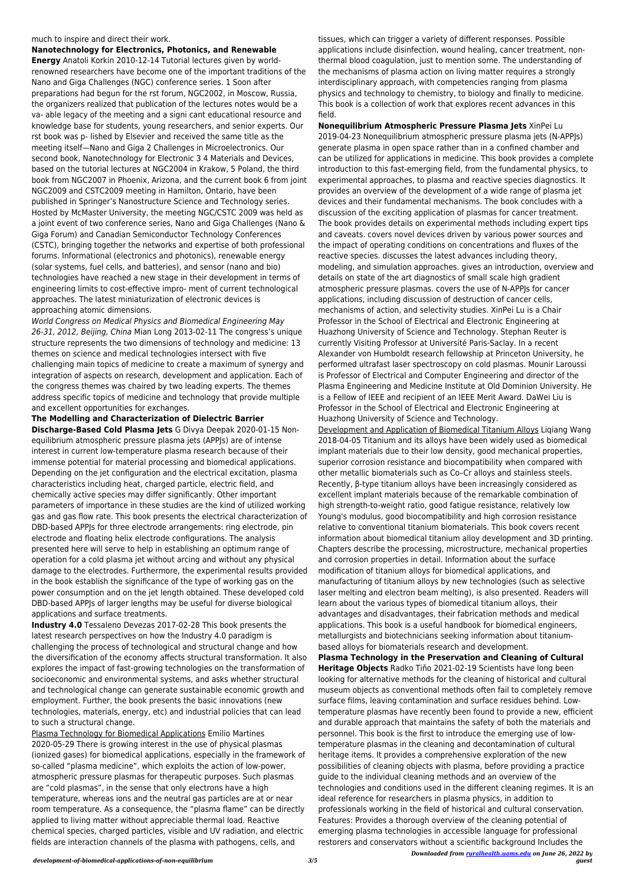much to inspire and direct their work.

**Nanotechnology for Electronics, Photonics, and Renewable Energy** Anatoli Korkin 2010-12-14 Tutorial lectures given by world-renowned researchers have become one of the important traditions of the Nano and Giga Challenges (NGC) conference series. 1 Soon after preparations had begun for the rst forum, NGC2002, in Moscow, Russia, the organizers realized that publication of the lectures notes would be a va- able legacy of the meeting and a signi cant educational resource and knowledge base for students, young researchers, and senior experts. Our rst book was p- lished by Elsevier and received the same title as the meeting itself—Nano and Giga 2 Challenges in Microelectronics. Our second book, Nanotechnology for Electronic 3 4 Materials and Devices, based on the tutorial lectures at NGC2004 in Krakow, 5 Poland, the third book from NGC2007 in Phoenix, Arizona, and the current book 6 from joint NGC2009 and CSTC2009 meeting in Hamilton, Ontario, have been published in Springer's Nanostructure Science and Technology series. Hosted by McMaster University, the meeting NGC/CSTC 2009 was held as a joint event of two conference series, Nano and Giga Challenges (Nano & Giga Forum) and Canadian Semiconductor Technology Conferences (CSTC), bringing together the networks and expertise of both professional forums. Informational (electronics and photonics), renewable energy (solar systems, fuel cells, and batteries), and sensor (nano and bio) technologies have reached a new stage in their development in terms of engineering limits to cost-effective impro- ment of current technological approaches. The latest miniaturization of electronic devices is approaching atomic dimensions.

*World Congress on Medical Physics and Biomedical Engineering May 26-31, 2012, Beijing, China* Mian Long 2013-02-11 The congress's unique structure represents the two dimensions of technology and medicine: 13 themes on science and medical technologies intersect with five challenging main topics of medicine to create a maximum of synergy and integration of aspects on research, development and application. Each of the congress themes was chaired by two leading experts. The themes address specific topics of medicine and technology that provide multiple and excellent opportunities for exchanges.

**The Modelling and Characterization of Dielectric Barrier Discharge-Based Cold Plasma Jets** G Divya Deepak 2020-01-15 Non-equilibrium atmospheric pressure plasma jets (APPJs) are of intense interest in current low-temperature plasma research because of their immense potential for material processing and biomedical applications. Depending on the jet configuration and the electrical excitation, plasma characteristics including heat, charged particle, electric field, and chemically active species may differ significantly. Other important parameters of importance in these studies are the kind of utilized working gas and gas flow rate. This book presents the electrical characterization of DBD-based APPJs for three electrode arrangements: ring electrode, pin electrode and floating helix electrode configurations. The analysis presented here will serve to help in establishing an optimum range of operation for a cold plasma jet without arcing and without any physical damage to the electrodes. Furthermore, the experimental results provided in the book establish the significance of the type of working gas on the power consumption and on the jet length obtained. These developed cold DBD-based APPJs of larger lengths may be useful for diverse biological applications and surface treatments.

**Industry 4.0** Tessaleno Devezas 2017-02-28 This book presents the latest research perspectives on how the Industry 4.0 paradigm is challenging the process of technological and structural change and how the diversification of the economy affects structural transformation. It also explores the impact of fast-growing technologies on the transformation of socioeconomic and environmental systems, and asks whether structural and technological change can generate sustainable economic growth and employment. Further, the book presents the basic innovations (new technologies, materials, energy, etc) and industrial policies that can lead to such a structural change.

Plasma Technology for Biomedical Applications Emilio Martines 2020-05-29 There is growing interest in the use of physical plasmas (ionized gases) for biomedical applications, especially in the framework of so-called "plasma medicine", which exploits the action of low-power, atmospheric pressure plasmas for therapeutic purposes. Such plasmas are "cold plasmas", in the sense that only electrons have a high temperature, whereas ions and the neutral gas particles are at or near room temperature. As a consequence, the "plasma flame" can be directly applied to living matter without appreciable thermal load. Reactive chemical species, charged particles, visible and UV radiation, and electric fields are interaction channels of the plasma with pathogens, cells, and tissues, which can trigger a variety of different responses. Possible applications include disinfection, wound healing, cancer treatment, non-thermal blood coagulation, just to mention some. The understanding of the mechanisms of plasma action on living matter requires a strongly interdisciplinary approach, with competencies ranging from plasma physics and technology to chemistry, to biology and finally to medicine. This book is a collection of work that explores recent advances in this field.

**Nonequilibrium Atmospheric Pressure Plasma Jets** XinPei Lu 2019-04-23 Nonequilibrium atmospheric pressure plasma jets (N-APPJs) generate plasma in open space rather than in a confined chamber and can be utilized for applications in medicine. This book provides a complete introduction to this fast-emerging field, from the fundamental physics, to experimental approaches, to plasma and reactive species diagnostics. It provides an overview of the development of a wide range of plasma jet devices and their fundamental mechanisms. The book concludes with a discussion of the exciting application of plasmas for cancer treatment. The book provides details on experimental methods including expert tips and caveats. covers novel devices driven by various power sources and the impact of operating conditions on concentrations and fluxes of the reactive species. discusses the latest advances including theory, modeling, and simulation approaches. gives an introduction, overview and details on state of the art diagnostics of small scale high gradient atmospheric pressure plasmas. covers the use of N-APPJs for cancer applications, including discussion of destruction of cancer cells, mechanisms of action, and selectivity studies. XinPei Lu is a Chair Professor in the School of Electrical and Electronic Engineering at Huazhong University of Science and Technology. Stephan Reuter is currently Visiting Professor at Université Paris-Saclay. In a recent Alexander von Humboldt research fellowship at Princeton University, he performed ultrafast laser spectroscopy on cold plasmas. Mounir Laroussi is Professor of Electrical and Computer Engineering and director of the Plasma Engineering and Medicine Institute at Old Dominion University. He is a Fellow of IEEE and recipient of an IEEE Merit Award. DaWei Liu is Professor in the School of Electrical and Electronic Engineering at Huazhong University of Science and Technology.

Development and Application of Biomedical Titanium Alloys Liqiang Wang 2018-04-05 Titanium and its alloys have been widely used as biomedical implant materials due to their low density, good mechanical properties, superior corrosion resistance and biocompatibility when compared with other metallic biomaterials such as Co–Cr alloys and stainless steels. Recently, β-type titanium alloys have been increasingly considered as excellent implant materials because of the remarkable combination of high strength-to-weight ratio, good fatigue resistance, relatively low Young's modulus, good biocompatibility and high corrosion resistance relative to conventional titanium biomaterials. This book covers recent information about biomedical titanium alloy development and 3D printing. Chapters describe the processing, microstructure, mechanical properties and corrosion properties in detail. Information about the surface modification of titanium alloys for biomedical applications, and manufacturing of titanium alloys by new technologies (such as selective laser melting and electron beam melting), is also presented. Readers will learn about the various types of biomedical titanium alloys, their advantages and disadvantages, their fabrication methods and medical applications. This book is a useful handbook for biomedical engineers, metallurgists and biotechnicians seeking information about titanium-based alloys for biomaterials research and development.

**Plasma Technology in the Preservation and Cleaning of Cultural Heritage Objects** Radko Tiňo 2021-02-19 Scientists have long been looking for alternative methods for the cleaning of historical and cultural museum objects as conventional methods often fail to completely remove surface films, leaving contamination and surface residues behind. Low-temperature plasmas have recently been found to provide a new, efficient and durable approach that maintains the safety of both the materials and personnel. This book is the first to introduce the emerging use of low-temperature plasmas in the cleaning and decontamination of cultural heritage items. It provides a comprehensive exploration of the new possibilities of cleaning objects with plasma, before providing a practice guide to the individual cleaning methods and an overview of the technologies and conditions used in the different cleaning regimes. It is an ideal reference for researchers in plasma physics, in addition to professionals working in the field of historical and cultural conservation. Features: Provides a thorough overview of the cleaning potential of emerging plasma technologies in accessible language for professional restorers and conservators without a scientific background Includes the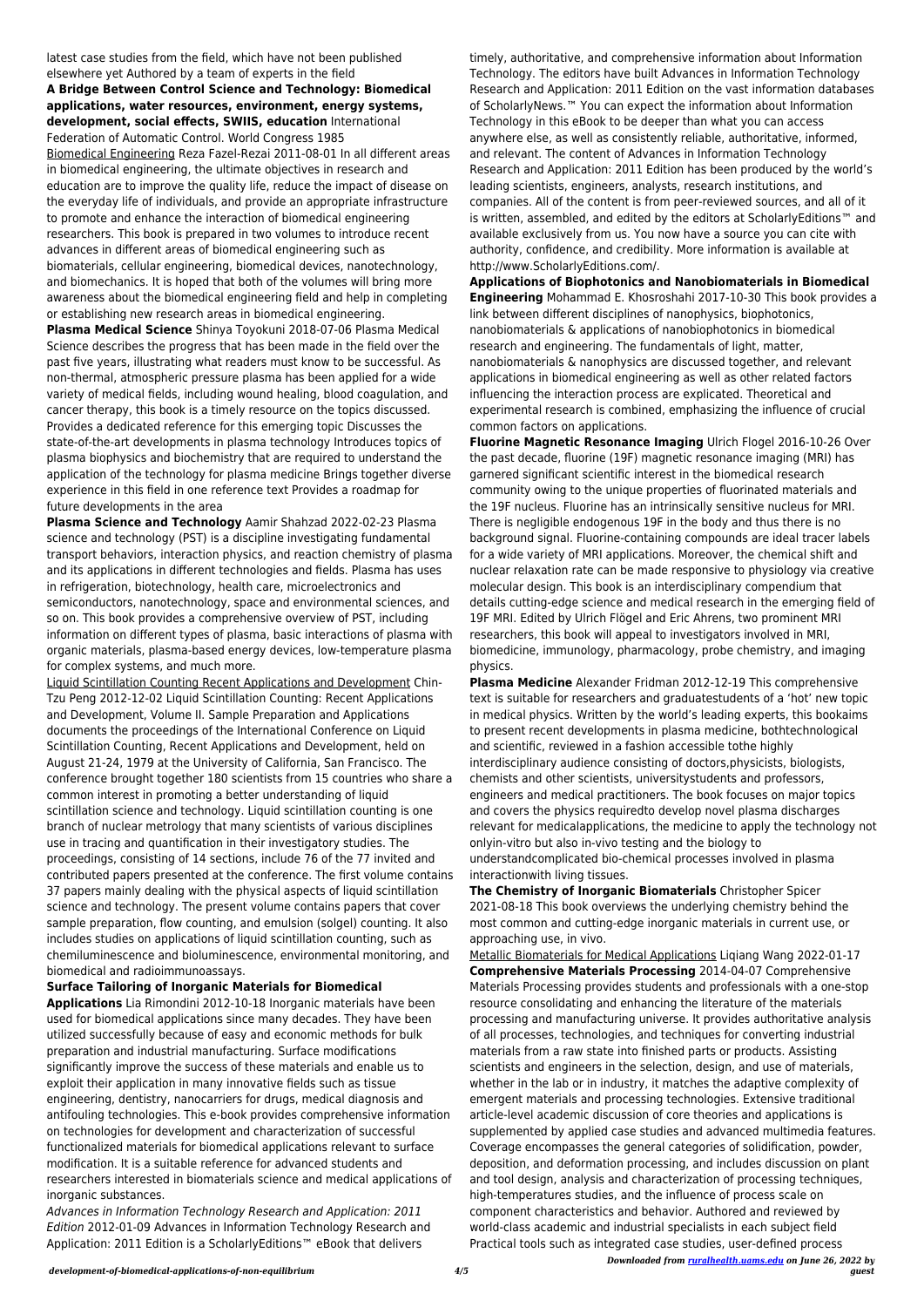latest case studies from the field, which have not been published elsewhere yet Authored by a team of experts in the field

**A Bridge Between Control Science and Technology: Biomedical applications, water resources, environment, energy systems, development, social effects, SWIIS, education** International Federation of Automatic Control. World Congress 1985

Biomedical Engineering Reza Fazel-Rezai 2011-08-01 In all different areas in biomedical engineering, the ultimate objectives in research and education are to improve the quality life, reduce the impact of disease on the everyday life of individuals, and provide an appropriate infrastructure to promote and enhance the interaction of biomedical engineering researchers. This book is prepared in two volumes to introduce recent advances in different areas of biomedical engineering such as biomaterials, cellular engineering, biomedical devices, nanotechnology, and biomechanics. It is hoped that both of the volumes will bring more awareness about the biomedical engineering field and help in completing or establishing new research areas in biomedical engineering.

**Plasma Medical Science** Shinya Toyokuni 2018-07-06 Plasma Medical Science describes the progress that has been made in the field over the past five years, illustrating what readers must know to be successful. As non-thermal, atmospheric pressure plasma has been applied for a wide variety of medical fields, including wound healing, blood coagulation, and cancer therapy, this book is a timely resource on the topics discussed. Provides a dedicated reference for this emerging topic Discusses the state-of-the-art developments in plasma technology Introduces topics of plasma biophysics and biochemistry that are required to understand the application of the technology for plasma medicine Brings together diverse experience in this field in one reference text Provides a roadmap for future developments in the area

**Plasma Science and Technology** Aamir Shahzad 2022-02-23 Plasma science and technology (PST) is a discipline investigating fundamental transport behaviors, interaction physics, and reaction chemistry of plasma and its applications in different technologies and fields. Plasma has uses in refrigeration, biotechnology, health care, microelectronics and semiconductors, nanotechnology, space and environmental sciences, and so on. This book provides a comprehensive overview of PST, including information on different types of plasma, basic interactions of plasma with organic materials, plasma-based energy devices, low-temperature plasma for complex systems, and much more.

Liquid Scintillation Counting Recent Applications and Development Chin-Tzu Peng 2012-12-02 Liquid Scintillation Counting: Recent Applications and Development, Volume II. Sample Preparation and Applications documents the proceedings of the International Conference on Liquid Scintillation Counting, Recent Applications and Development, held on August 21-24, 1979 at the University of California, San Francisco. The conference brought together 180 scientists from 15 countries who share a common interest in promoting a better understanding of liquid scintillation science and technology. Liquid scintillation counting is one branch of nuclear metrology that many scientists of various disciplines use in tracing and quantification in their investigatory studies. The proceedings, consisting of 14 sections, include 76 of the 77 invited and contributed papers presented at the conference. The first volume contains 37 papers mainly dealing with the physical aspects of liquid scintillation science and technology. The present volume contains papers that cover sample preparation, flow counting, and emulsion (solgel) counting. It also includes studies on applications of liquid scintillation counting, such as chemiluminescence and bioluminescence, environmental monitoring, and biomedical and radioimmunoassays.

**Surface Tailoring of Inorganic Materials for Biomedical Applications** Lia Rimondini 2012-10-18 Inorganic materials have been used for biomedical applications since many decades. They have been utilized successfully because of easy and economic methods for bulk preparation and industrial manufacturing. Surface modifications significantly improve the success of these materials and enable us to exploit their application in many innovative fields such as tissue engineering, dentistry, nanocarriers for drugs, medical diagnosis and antifouling technologies. This e-book provides comprehensive information on technologies for development and characterization of successful functionalized materials for biomedical applications relevant to surface modification. It is a suitable reference for advanced students and researchers interested in biomaterials science and medical applications of inorganic substances.

*Advances in Information Technology Research and Application: 2011 Edition* 2012-01-09 Advances in Information Technology Research and Application: 2011 Edition is a ScholarlyEditions™ eBook that delivers timely, authoritative, and comprehensive information about Information Technology. The editors have built Advances in Information Technology Research and Application: 2011 Edition on the vast information databases of ScholarlyNews.™ You can expect the information about Information Technology in this eBook to be deeper than what you can access anywhere else, as well as consistently reliable, authoritative, informed, and relevant. The content of Advances in Information Technology Research and Application: 2011 Edition has been produced by the world's leading scientists, engineers, analysts, research institutions, and companies. All of the content is from peer-reviewed sources, and all of it is written, assembled, and edited by the editors at ScholarlyEditions™ and available exclusively from us. You now have a source you can cite with authority, confidence, and credibility. More information is available at http://www.ScholarlyEditions.com/.

**Applications of Biophotonics and Nanobiomaterials in Biomedical Engineering** Mohammad E. Khosroshahi 2017-10-30 This book provides a link between different disciplines of nanophysics, biophotonics, nanobiomaterials & applications of nanobiophotonics in biomedical research and engineering. The fundamentals of light, matter, nanobiomaterials & nanophysics are discussed together, and relevant applications in biomedical engineering as well as other related factors influencing the interaction process are explicated. Theoretical and experimental research is combined, emphasizing the influence of crucial common factors on applications.

**Fluorine Magnetic Resonance Imaging** Ulrich Flogel 2016-10-26 Over the past decade, fluorine (19F) magnetic resonance imaging (MRI) has garnered significant scientific interest in the biomedical research community owing to the unique properties of fluorinated materials and the 19F nucleus. Fluorine has an intrinsically sensitive nucleus for MRI. There is negligible endogenous 19F in the body and thus there is no background signal. Fluorine-containing compounds are ideal tracer labels for a wide variety of MRI applications. Moreover, the chemical shift and nuclear relaxation rate can be made responsive to physiology via creative molecular design. This book is an interdisciplinary compendium that details cutting-edge science and medical research in the emerging field of 19F MRI. Edited by Ulrich Flögel and Eric Ahrens, two prominent MRI researchers, this book will appeal to investigators involved in MRI, biomedicine, immunology, pharmacology, probe chemistry, and imaging physics.

**Plasma Medicine** Alexander Fridman 2012-12-19 This comprehensive text is suitable for researchers and graduatestudents of a 'hot' new topic in medical physics. Written by the world's leading experts, this bookaims to present recent developments in plasma medicine, bothtechnological and scientific, reviewed in a fashion accessible tothe highly interdisciplinary audience consisting of doctors,physicists, biologists, chemists and other scientists, universitystudents and professors, engineers and medical practitioners. The book focuses on major topics and covers the physics requiredto develop novel plasma discharges relevant for medicalapplications, the medicine to apply the technology not onlyin-vitro but also in-vivo testing and the biology to understandcomplicated bio-chemical processes involved in plasma interactionwith living tissues.

**The Chemistry of Inorganic Biomaterials** Christopher Spicer 2021-08-18 This book overviews the underlying chemistry behind the most common and cutting-edge inorganic materials in current use, or approaching use, in vivo.

Metallic Biomaterials for Medical Applications Liqiang Wang 2022-01-17

**Comprehensive Materials Processing** 2014-04-07 Comprehensive Materials Processing provides students and professionals with a one-stop resource consolidating and enhancing the literature of the materials processing and manufacturing universe. It provides authoritative analysis of all processes, technologies, and techniques for converting industrial materials from a raw state into finished parts or products. Assisting scientists and engineers in the selection, design, and use of materials, whether in the lab or in industry, it matches the adaptive complexity of emergent materials and processing technologies. Extensive traditional article-level academic discussion of core theories and applications is supplemented by applied case studies and advanced multimedia features. Coverage encompasses the general categories of solidification, powder, deposition, and deformation processing, and includes discussion on plant and tool design, analysis and characterization of processing techniques, high-temperatures studies, and the influence of process scale on component characteristics and behavior. Authored and reviewed by world-class academic and industrial specialists in each subject field Practical tools such as integrated case studies, user-defined process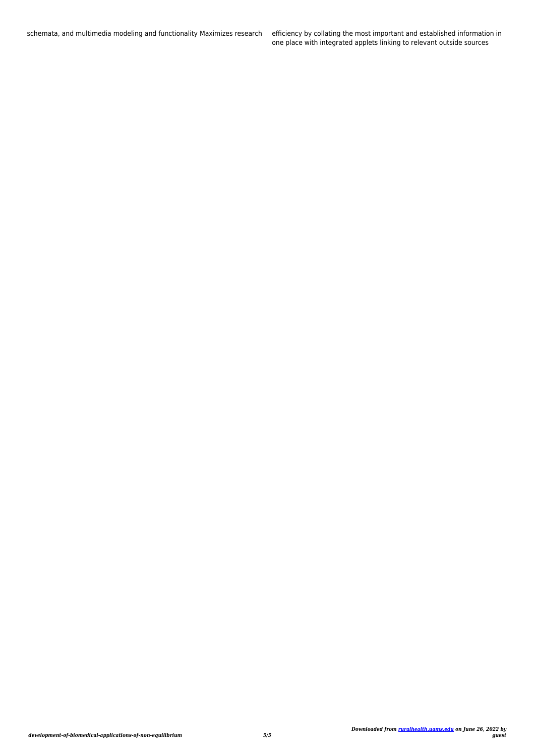schemata, and multimedia modeling and functionality Maximizes research efficiency by collating the most important and established information in one place with integrated applets linking to relevant outside sources